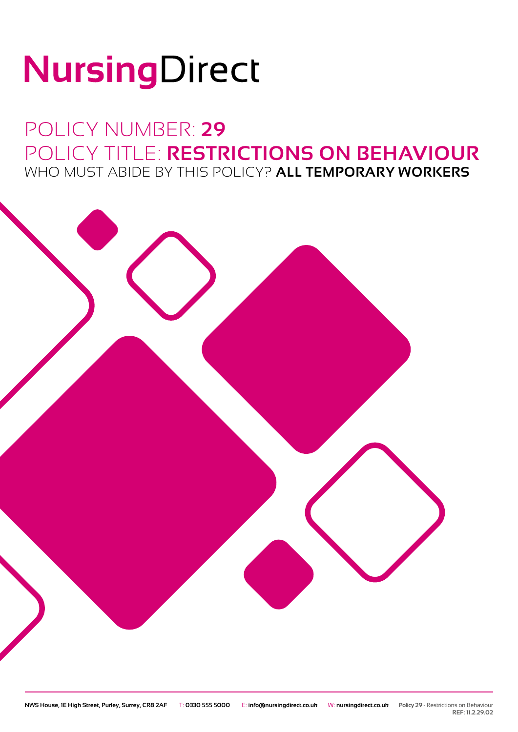# NursingDirect

## POLICY NUMBER: **29**
## POLICY TITLE: **RESTRICTIONS ON BEHAVIOUR**
### WHO MUST ABIDE BY THIS POLICY? **ALL TEMPORARY WORKERS**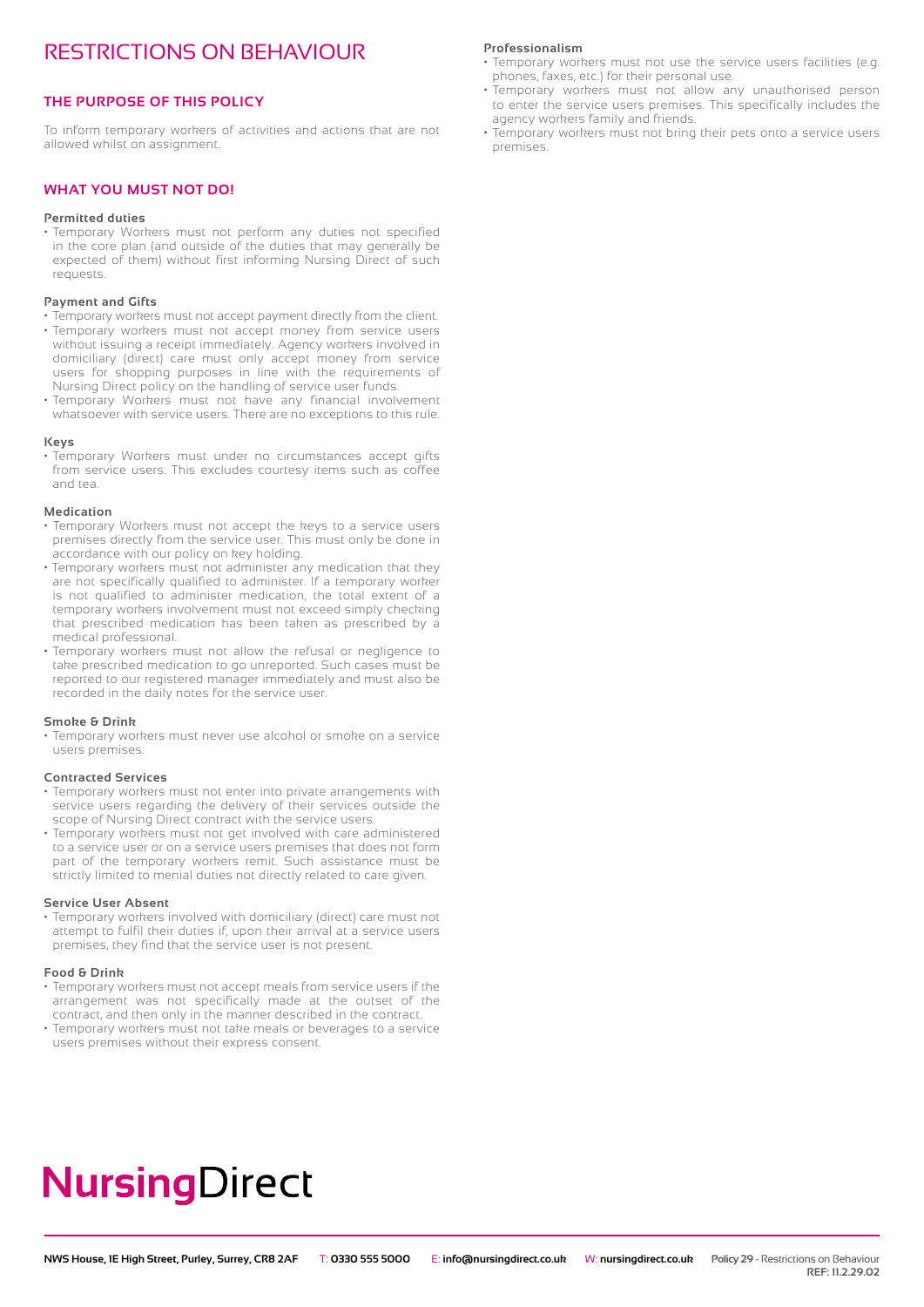# RESTRICTIONS ON BEHAVIOUR

## THE PURPOSE OF THIS POLICY

To inform temporary workers of activities and actions that are not allowed whilst on assignment.

## WHAT YOU MUST NOT DO!

**Permitted duties**

- Temporary Workers must not perform any duties not specified in the core plan (and outside of the duties that may generally be expected of them) without first informing Nursing Direct of such requests.

**Payment and Gifts**

- Temporary workers must not accept payment directly from the client.
- Temporary workers must not accept money from service users without issuing a receipt immediately. Agency workers involved in domiciliary (direct) care must only accept money from service users for shopping purposes in line with the requirements of Nursing Direct policy on the handling of service user funds.
- Temporary Workers must not have any financial involvement whatsoever with service users. There are no exceptions to this rule.

**Keys**

- Temporary Workers must under no circumstances accept gifts from service users. This excludes courtesy items such as coffee and tea.

**Medication**

- Temporary Workers must not accept the keys to a service users premises directly from the service user. This must only be done in accordance with our policy on key holding.
- Temporary workers must not administer any medication that they are not specifically qualified to administer. If a temporary worker is not qualified to administer medication, the total extent of a temporary workers involvement must not exceed simply checking that prescribed medication has been taken as prescribed by a medical professional.
- Temporary workers must not allow the refusal or negligence to take prescribed medication to go unreported. Such cases must be reported to our registered manager immediately and must also be recorded in the daily notes for the service user.

**Smoke & Drink**

- Temporary workers must never use alcohol or smoke on a service users premises.

**Contracted Services**

- Temporary workers must not enter into private arrangements with service users regarding the delivery of their services outside the scope of Nursing Direct contract with the service users.
- Temporary workers must not get involved with care administered to a service user or on a service users premises that does not form part of the temporary workers remit. Such assistance must be strictly limited to menial duties not directly related to care given.

**Service User Absent**

- Temporary workers involved with domiciliary (direct) care must not attempt to fulfil their duties if, upon their arrival at a service users premises, they find that the service user is not present.

**Food & Drink**

- Temporary workers must not accept meals from service users if the arrangement was not specifically made at the outset of the contract, and then only in the manner described in the contract.
- Temporary workers must not take meals or beverages to a service users premises without their express consent.

**Professionalism**

- Temporary workers must not use the service users facilities (e.g. phones, faxes, etc.) for their personal use.
- Temporary workers must not allow any unauthorised person to enter the service users premises. This specifically includes the agency workers family and friends.
- Temporary workers must not bring their pets onto a service users premises.

**NursingDirect**

NWS House, 1E High Street, Purley, Surrey, CR8 2AF T: 0330 555 5000 E: info@nursingdirect.co.uk W: nursingdirect.co.uk Policy 29 - Restrictions on Behaviour REF: 11.2.29.02